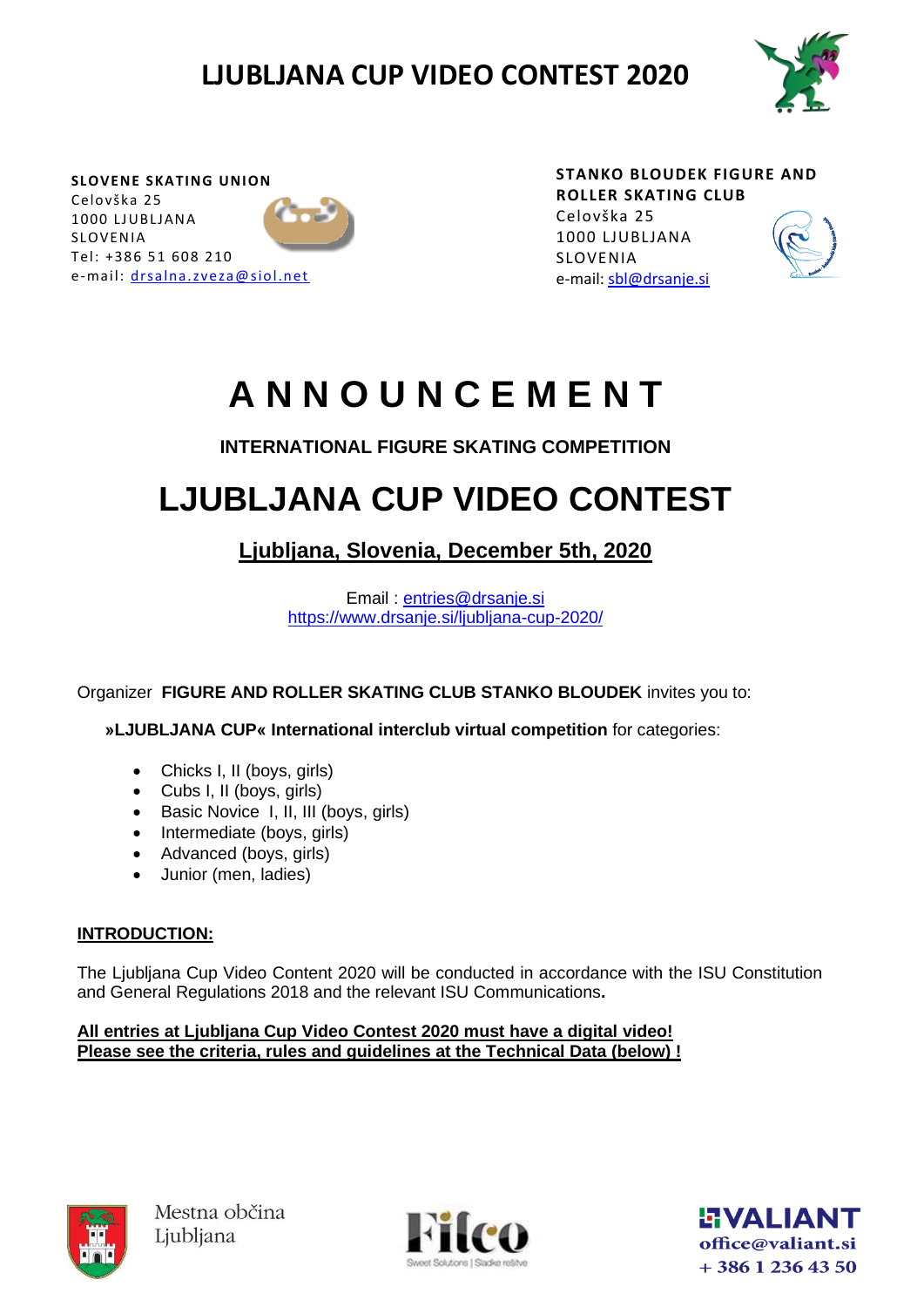# LJUBLJANA CUP VIDEO CONTEST 2020

**SLOVENE SKATING UNION**
Celovška 25
1000 LJUBLJANA
SLOVENIA
Tel: +386 51 608 210
e-mail: drsalna.zveza@siol.net

**STANKO BLOUDEK FIGURE AND ROLLER SKATING CLUB**
Celovška 25
1000 LJUBLJANA
SLOVENIA
e-mail: sbl@drsanje.si

# A N N O U N C E M E N T

**INTERNATIONAL FIGURE SKATING COMPETITION**

## LJUBLJANA CUP VIDEO CONTEST

**Ljubljana, Slovenia, December 5th, 2020**

Email : entries@drsanje.si
https://www.drsanje.si/ljubljana-cup-2020/

Organizer **FIGURE AND ROLLER SKATING CLUB STANKO BLOUDEK** invites you to:

**»LJUBLJANA CUP« International interclub virtual competition** for categories:

- Chicks I, II (boys, girls)
- Cubs I, II (boys, girls)
- Basic Novice I, II, III (boys, girls)
- Intermediate (boys, girls)
- Advanced (boys, girls)
- Junior (men, ladies)

**INTRODUCTION:**

The Ljubljana Cup Video Content 2020 will be conducted in accordance with the ISU Constitution and General Regulations 2018 and the relevant ISU Communications**.**

**All entries at Ljubljana Cup Video Contest 2020 must have a digital video!**
**Please see the criteria, rules and guidelines at the Technical Data (below) !**

Mestna občina Ljubljana

Filco Sweet Solutions | Sladke rešitve

VALIANT
office@valiant.si
+ 386 1 236 43 50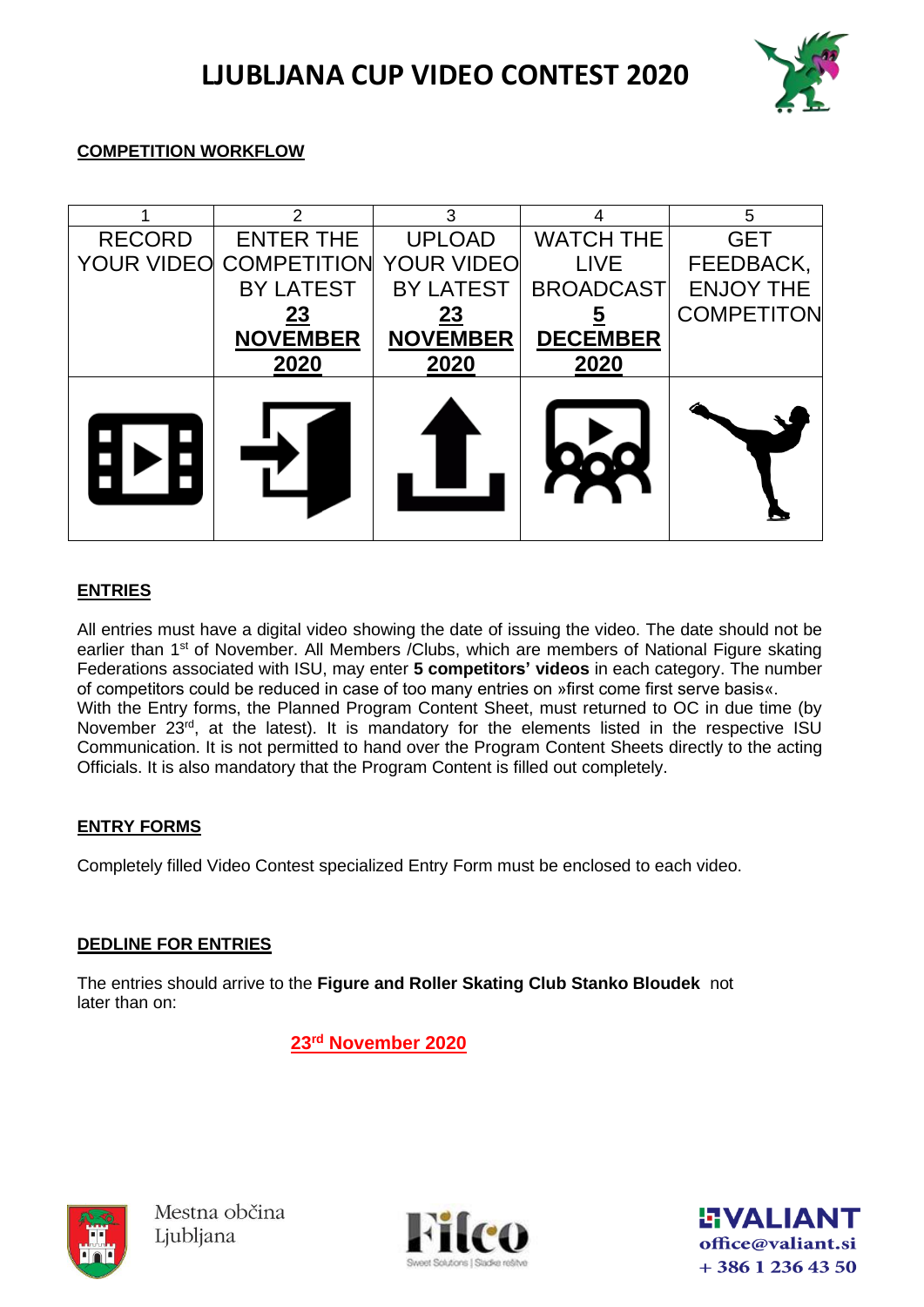# LJUBLJANA CUP VIDEO CONTEST 2020

**COMPETITION WORKFLOW**

| 1 | 2 | 3 | 4 | 5 |
|---|---|---|---|---|
| RECORD YOUR VIDEO | ENTER THE COMPETITION BY LATEST **23 NOVEMBER 2020** | UPLOAD YOUR VIDEO BY LATEST **23 NOVEMBER 2020** | WATCH THE LIVE BROADCAST **5 DECEMBER 2020** | GET FEEDBACK, ENJOY THE COMPETITON |

**ENTRIES**

All entries must have a digital video showing the date of issuing the video. The date should not be earlier than 1st of November. All Members /Clubs, which are members of National Figure skating Federations associated with ISU, may enter **5 competitors' videos** in each category. The number of competitors could be reduced in case of too many entries on »first come first serve basis«.
With the Entry forms, the Planned Program Content Sheet, must returned to OC in due time (by November 23rd, at the latest). It is mandatory for the elements listed in the respective ISU Communication. It is not permitted to hand over the Program Content Sheets directly to the acting Officials. It is also mandatory that the Program Content is filled out completely.

**ENTRY FORMS**

Completely filled Video Contest specialized Entry Form must be enclosed to each video.

**DEDLINE FOR ENTRIES**

The entries should arrive to the **Figure and Roller Skating Club Stanko Bloudek** not later than on:

**23rd November 2020**

Mestna občina Ljubljana

VALIANT
office@valiant.si
+ 386 1 236 43 50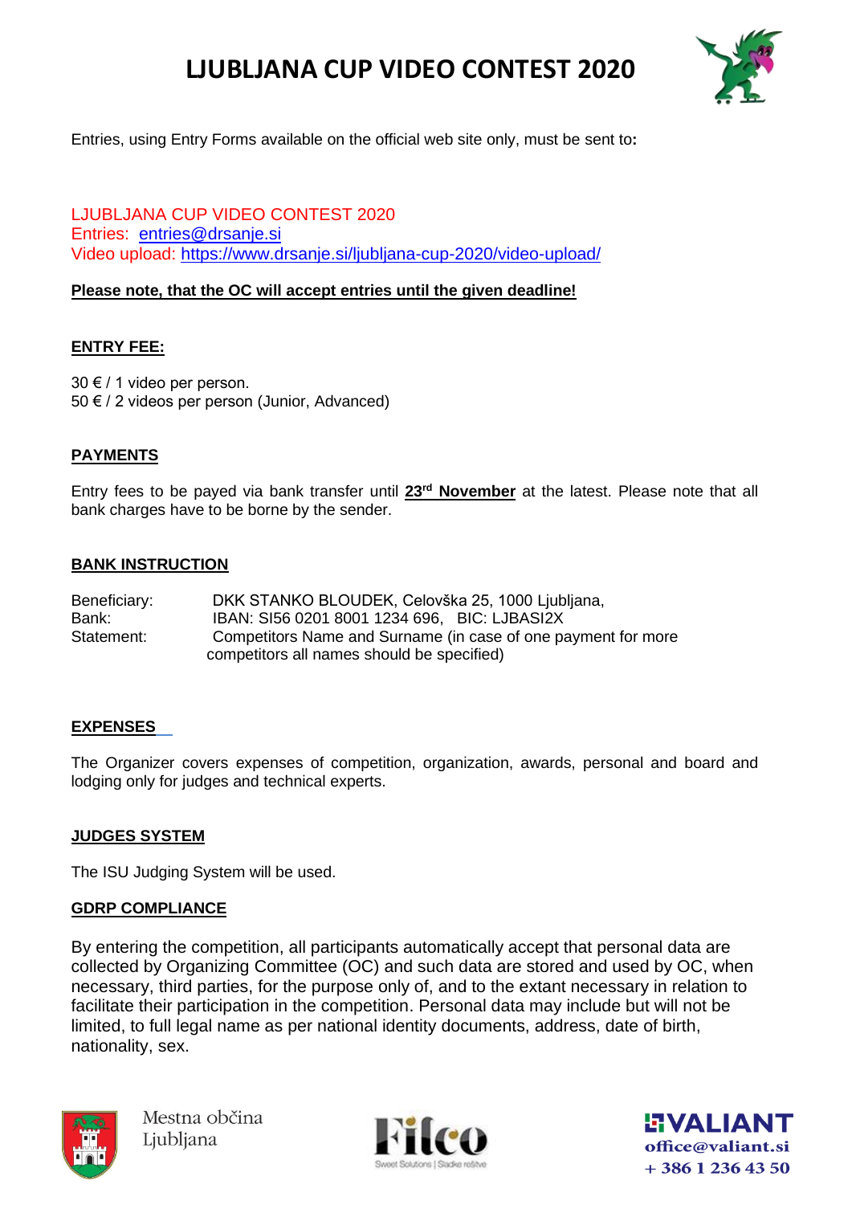# LJUBLJANA CUP VIDEO CONTEST 2020

Entries, using Entry Forms available on the official web site only, must be sent to**:**

LJUBLJANA CUP VIDEO CONTEST 2020
Entries: entries@drsanje.si
Video upload: https://www.drsanje.si/ljubljana-cup-2020/video-upload/

**Please note, that the OC will accept entries until the given deadline!**

## ENTRY FEE:

30 € / 1 video per person.
50 € / 2 videos per person (Junior, Advanced)

## PAYMENTS

Entry fees to be payed via bank transfer until **23rd November** at the latest. Please note that all bank charges have to be borne by the sender.

## BANK INSTRUCTION

Beneficiary: DKK STANKO BLOUDEK, Celovška 25, 1000 Ljubljana,
Bank: IBAN: SI56 0201 8001 1234 696, BIC: LJBASI2X
Statement: Competitors Name and Surname (in case of one payment for more competitors all names should be specified)

## EXPENSES

The Organizer covers expenses of competition, organization, awards, personal and board and lodging only for judges and technical experts.

## JUDGES SYSTEM

The ISU Judging System will be used.

## GDRP COMPLIANCE

By entering the competition, all participants automatically accept that personal data are collected by Organizing Committee (OC) and such data are stored and used by OC, when necessary, third parties, for the purpose only of, and to the extant necessary in relation to facilitate their participation in the competition. Personal data may include but will not be limited, to full legal name as per national identity documents, address, date of birth, nationality, sex.

Mestna občina Ljubljana

Filco Sweet Solutions | Sladke rešitve

VALIANT office@valiant.si + 386 1 236 43 50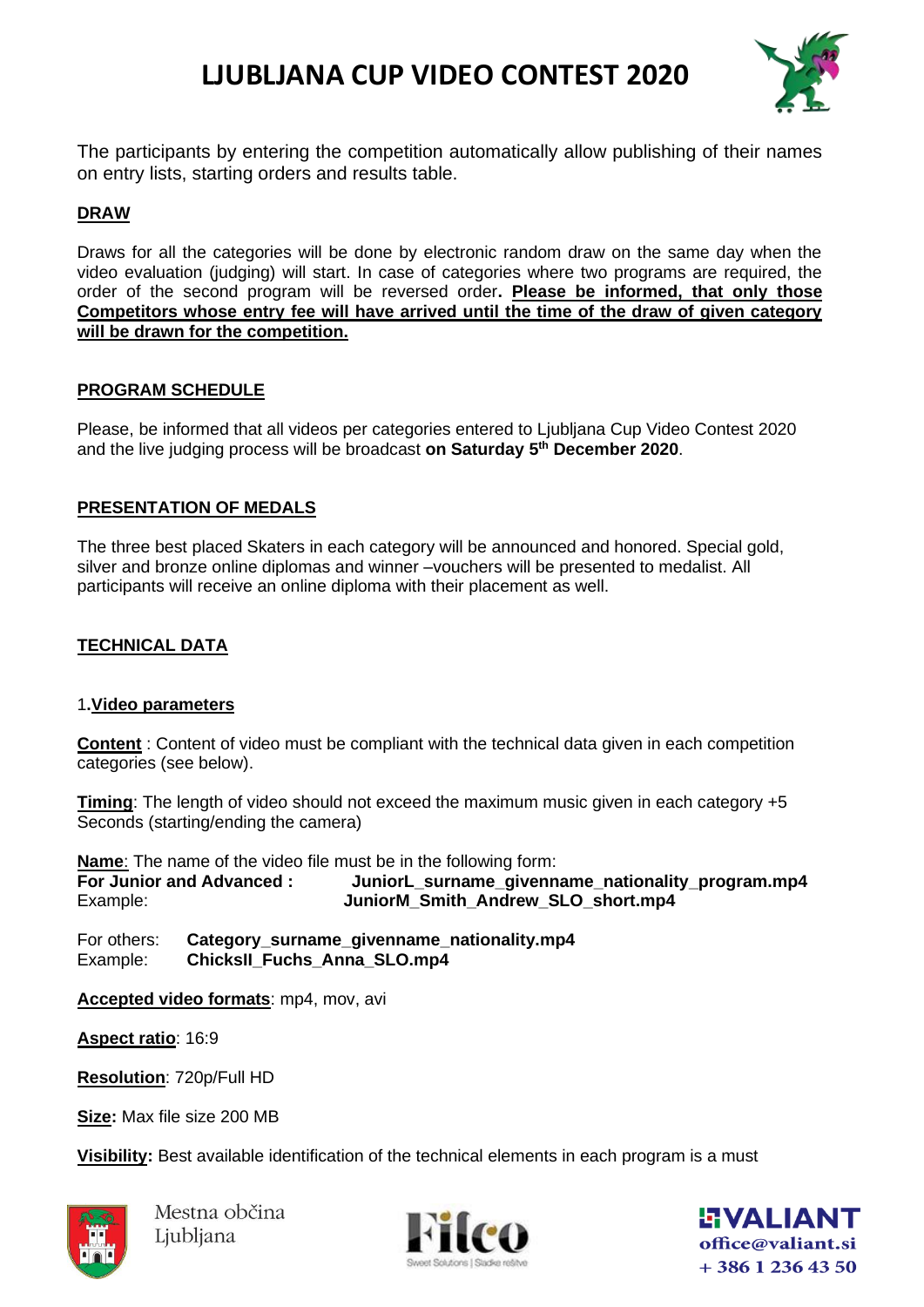# LJUBLJANA CUP VIDEO CONTEST 2020

The participants by entering the competition automatically allow publishing of their names on entry lists, starting orders and results table.

## DRAW

Draws for all the categories will be done by electronic random draw on the same day when the video evaluation (judging) will start. In case of categories where two programs are required, the order of the second program will be reversed order**. Please be informed, that only those Competitors whose entry fee will have arrived until the time of the draw of given category will be drawn for the competition.**

## PROGRAM SCHEDULE

Please, be informed that all videos per categories entered to Ljubljana Cup Video Contest 2020 and the live judging process will be broadcast **on Saturday 5th December 2020**.

## PRESENTATION OF MEDALS

The three best placed Skaters in each category will be announced and honored. Special gold, silver and bronze online diplomas and winner –vouchers will be presented to medalist. All participants will receive an online diploma with their placement as well.

## TECHNICAL DATA

### 1. Video parameters

**Content** : Content of video must be compliant with the technical data given in each competition categories (see below).

**Timing**: The length of video should not exceed the maximum music given in each category +5 Seconds (starting/ending the camera)

**Name**: The name of the video file must be in the following form:

**For Junior and Advanced :** **JuniorL_surname_givenname_nationality_program.mp4**
Example: **JuniorM_Smith_Andrew_SLO_short.mp4**

For others: **Category_surname_givenname_nationality.mp4**
Example: **ChicksII_Fuchs_Anna_SLO.mp4**

**Accepted video formats**: mp4, mov, avi

**Aspect ratio**: 16:9

**Resolution**: 720p/Full HD

**Size:** Max file size 200 MB

**Visibility:** Best available identification of the technical elements in each program is a must

Mestna občina Ljubljana

VALIANT
office@valiant.si
+ 386 1 236 43 50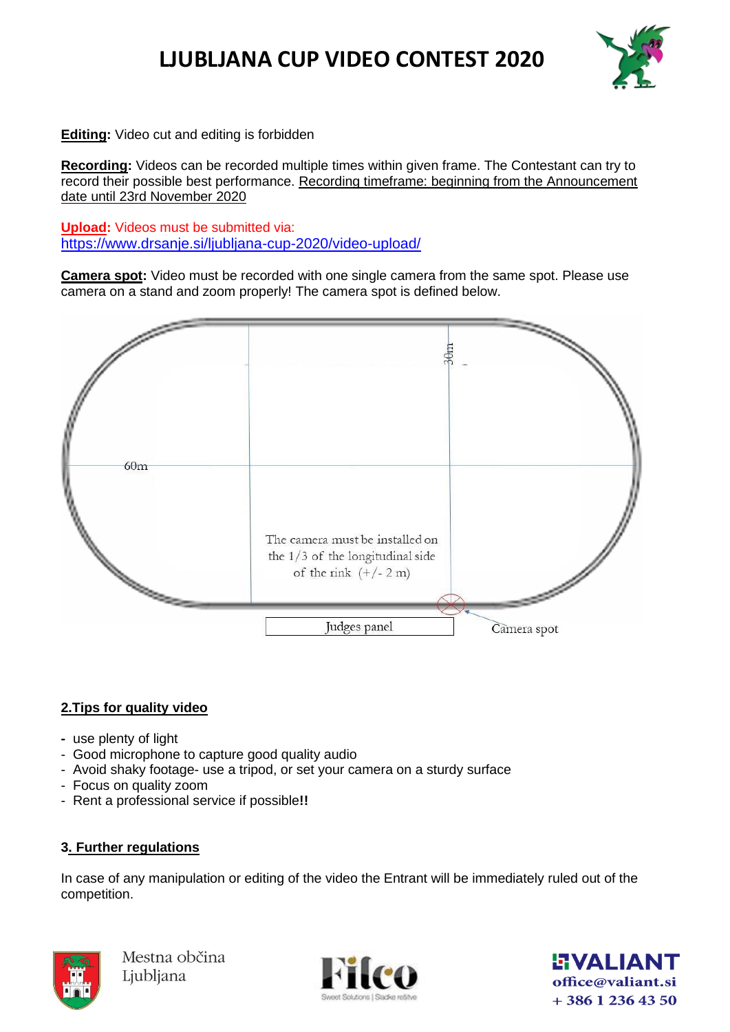# LJUBLJANA CUP VIDEO CONTEST 2020

**Editing:** Video cut and editing is forbidden

**Recording:** Videos can be recorded multiple times within given frame. The Contestant can try to record their possible best performance. Recording timeframe: beginning from the Announcement date until 23rd November 2020

**Upload:** Videos must be submitted via:
https://www.drsanje.si/ljubljana-cup-2020/video-upload/

**Camera spot:** Video must be recorded with one single camera from the same spot. Please use camera on a stand and zoom properly! The camera spot is defined below.

30m

60m

The camera must be installed on the 1/3 of the longitudinal side of the rink (+/- 2 m)

Judges panel

Camera spot

## 2.Tips for quality video

- use plenty of light
- Good microphone to capture good quality audio
- Avoid shaky footage- use a tripod, or set your camera on a sturdy surface
- Focus on quality zoom
- Rent a professional service if possible**!!**

## 3. Further regulations

In case of any manipulation or editing of the video the Entrant will be immediately ruled out of the competition.

Mestna občina Ljubljana

Filco Sweet Solutions | Sladke rešitve

VALIANT
office@valiant.si
+ 386 1 236 43 50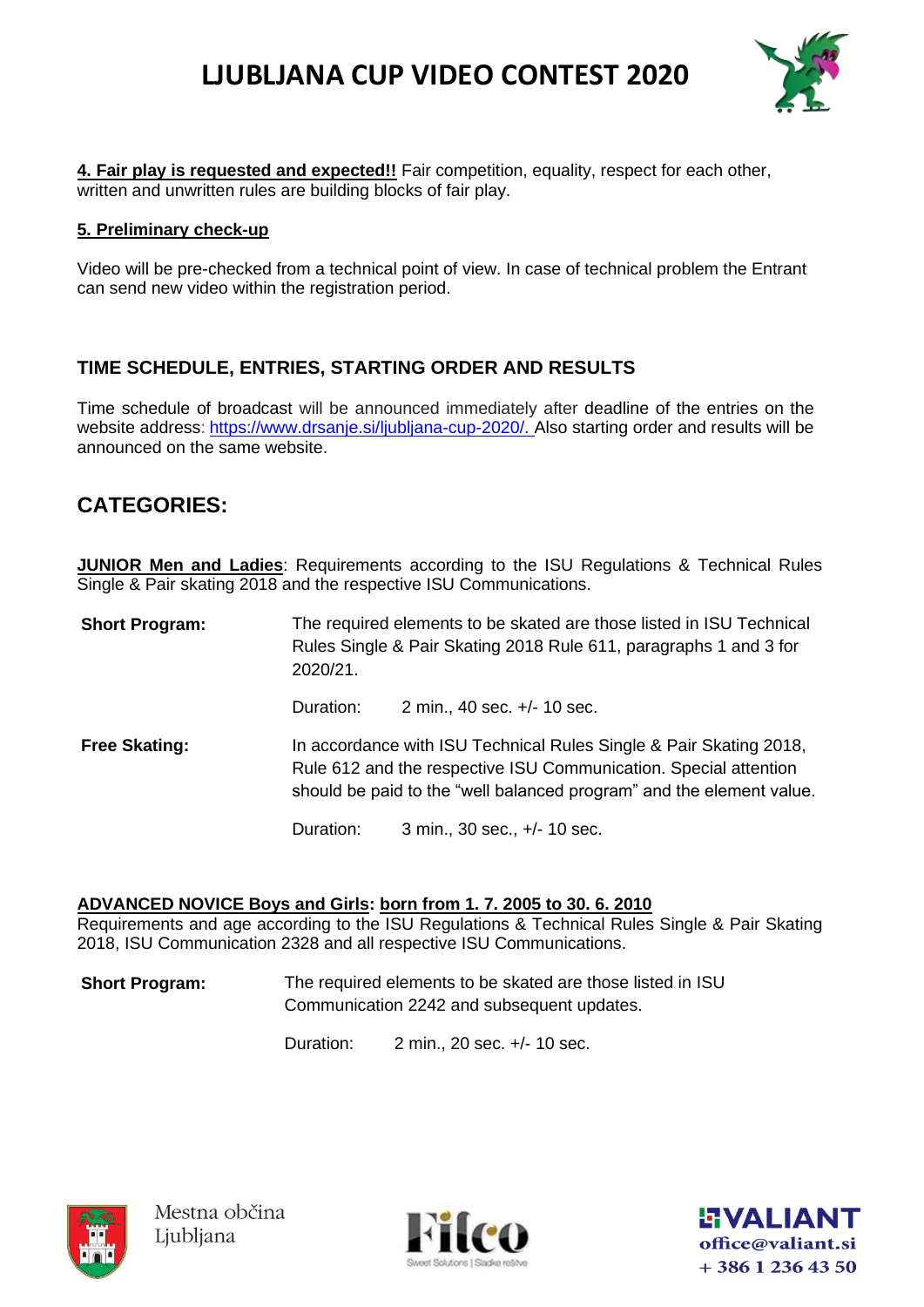**4. Fair play is requested and expected!!** Fair competition, equality, respect for each other, written and unwritten rules are building blocks of fair play.

**5. Preliminary check-up**

Video will be pre-checked from a technical point of view. In case of technical problem the Entrant can send new video within the registration period.

### TIME SCHEDULE, ENTRIES, STARTING ORDER AND RESULTS

Time schedule of broadcast will be announced immediately after deadline of the entries on the website address: https://www.drsanje.si/ljubljana-cup-2020/. Also starting order and results will be announced on the same website.

## CATEGORIES:

**JUNIOR Men and Ladies**: Requirements according to the ISU Regulations & Technical Rules Single & Pair skating 2018 and the respective ISU Communications.

**Short Program:** The required elements to be skated are those listed in ISU Technical Rules Single & Pair Skating 2018 Rule 611, paragraphs 1 and 3 for 2020/21.

Duration: 2 min., 40 sec. +/- 10 sec.

**Free Skating:** In accordance with ISU Technical Rules Single & Pair Skating 2018, Rule 612 and the respective ISU Communication. Special attention should be paid to the "well balanced program" and the element value.

Duration: 3 min., 30 sec., +/- 10 sec.

**ADVANCED NOVICE Boys and Girls: born from 1. 7. 2005 to 30. 6. 2010**
Requirements and age according to the ISU Regulations & Technical Rules Single & Pair Skating 2018, ISU Communication 2328 and all respective ISU Communications.

**Short Program:** The required elements to be skated are those listed in ISU Communication 2242 and subsequent updates.

Duration: 2 min., 20 sec. +/- 10 sec.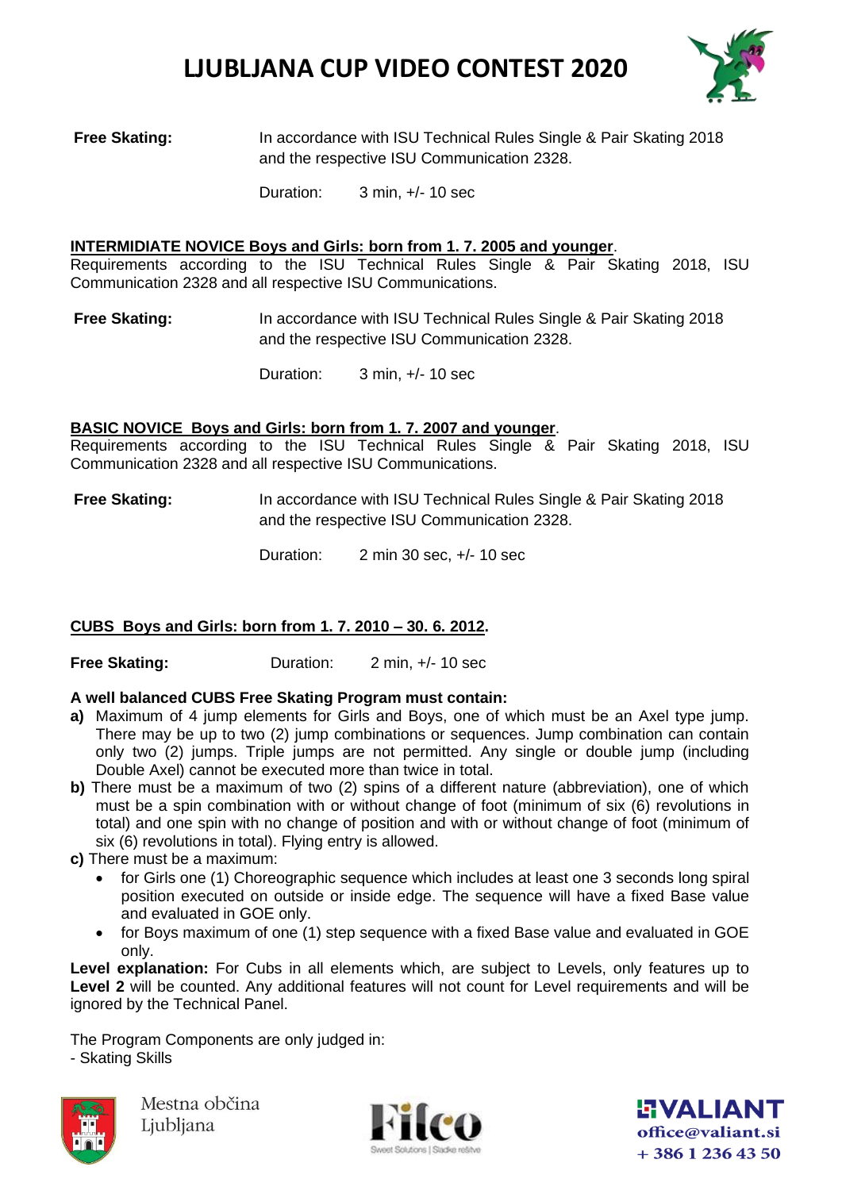# LJUBLJANA CUP VIDEO CONTEST 2020

**Free Skating:** In accordance with ISU Technical Rules Single & Pair Skating 2018 and the respective ISU Communication 2328.

Duration: 3 min, +/- 10 sec

**INTERMIDIATE NOVICE Boys and Girls: born from 1. 7. 2005 and younger**.

Requirements according to the ISU Technical Rules Single & Pair Skating 2018, ISU Communication 2328 and all respective ISU Communications.

**Free Skating:** In accordance with ISU Technical Rules Single & Pair Skating 2018 and the respective ISU Communication 2328.

Duration: 3 min, +/- 10 sec

**BASIC NOVICE Boys and Girls: born from 1. 7. 2007 and younger**.

Requirements according to the ISU Technical Rules Single & Pair Skating 2018, ISU Communication 2328 and all respective ISU Communications.

**Free Skating:** In accordance with ISU Technical Rules Single & Pair Skating 2018 and the respective ISU Communication 2328.

Duration: 2 min 30 sec, +/- 10 sec

**CUBS Boys and Girls: born from 1. 7. 2010 – 30. 6. 2012.**

**Free Skating:** Duration: 2 min, +/- 10 sec

**A well balanced CUBS Free Skating Program must contain:**

**a)** Maximum of 4 jump elements for Girls and Boys, one of which must be an Axel type jump. There may be up to two (2) jump combinations or sequences. Jump combination can contain only two (2) jumps. Triple jumps are not permitted. Any single or double jump (including Double Axel) cannot be executed more than twice in total.

**b)** There must be a maximum of two (2) spins of a different nature (abbreviation), one of which must be a spin combination with or without change of foot (minimum of six (6) revolutions in total) and one spin with no change of position and with or without change of foot (minimum of six (6) revolutions in total). Flying entry is allowed.

**c)** There must be a maximum:

- for Girls one (1) Choreographic sequence which includes at least one 3 seconds long spiral position executed on outside or inside edge. The sequence will have a fixed Base value and evaluated in GOE only.
- for Boys maximum of one (1) step sequence with a fixed Base value and evaluated in GOE only.

**Level explanation:** For Cubs in all elements which, are subject to Levels, only features up to **Level 2** will be counted. Any additional features will not count for Level requirements and will be ignored by the Technical Panel.

The Program Components are only judged in:
- Skating Skills

Mestna občina Ljubljana

VALIANT office@valiant.si + 386 1 236 43 50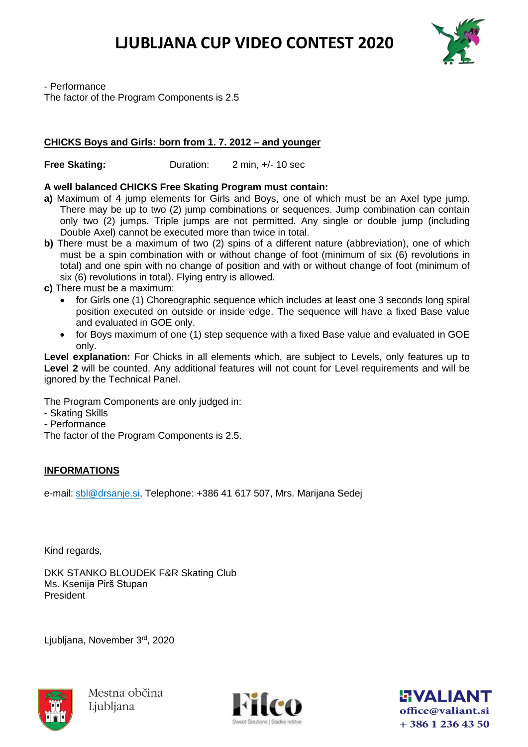- Performance
The factor of the Program Components is 2.5

**CHICKS Boys and Girls: born from 1. 7. 2012 – and younger**

**Free Skating:** Duration: 2 min, +/- 10 sec

**A well balanced CHICKS Free Skating Program must contain:**

**a)** Maximum of 4 jump elements for Girls and Boys, one of which must be an Axel type jump. There may be up to two (2) jump combinations or sequences. Jump combination can contain only two (2) jumps. Triple jumps are not permitted. Any single or double jump (including Double Axel) cannot be executed more than twice in total.

**b)** There must be a maximum of two (2) spins of a different nature (abbreviation), one of which must be a spin combination with or without change of foot (minimum of six (6) revolutions in total) and one spin with no change of position and with or without change of foot (minimum of six (6) revolutions in total). Flying entry is allowed.

**c)** There must be a maximum:

- for Girls one (1) Choreographic sequence which includes at least one 3 seconds long spiral position executed on outside or inside edge. The sequence will have a fixed Base value and evaluated in GOE only.
- for Boys maximum of one (1) step sequence with a fixed Base value and evaluated in GOE only.

**Level explanation:** For Chicks in all elements which, are subject to Levels, only features up to **Level 2** will be counted. Any additional features will not count for Level requirements and will be ignored by the Technical Panel.

The Program Components are only judged in:
- Skating Skills
- Performance

The factor of the Program Components is 2.5.

**INFORMATIONS**

e-mail: sbl@drsanje.si, Telephone: +386 41 617 507, Mrs. Marijana Sedej

Kind regards,

DKK STANKO BLOUDEK F&R Skating Club
Ms. Ksenija Pirš Stupan
President

Ljubljana, November 3rd, 2020

Mestna občina Ljubljana

Filco Sweet Solutions | Sladke rešitve

VALIANT office@valiant.si + 386 1 236 43 50